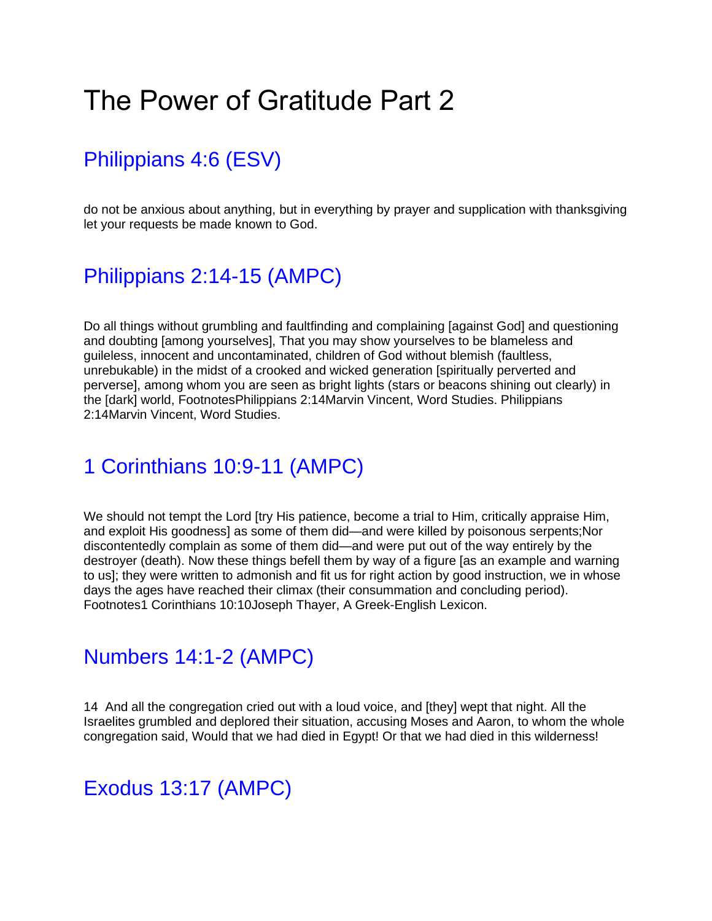# The Power of Gratitude Part 2

## Philippians 4:6 (ESV)

do not be anxious about anything, but in everything by prayer and supplication with thanksgiving let your requests be made known to God.

## Philippians 2:14-15 (AMPC)

Do all things without grumbling and faultfinding and complaining [against God] and questioning and doubting [among yourselves], That you may show yourselves to be blameless and guileless, innocent and uncontaminated, children of God without blemish (faultless, unrebukable) in the midst of a crooked and wicked generation [spiritually perverted and perverse], among whom you are seen as bright lights (stars or beacons shining out clearly) in the [dark] world, FootnotesPhilippians 2:14Marvin Vincent, Word Studies. Philippians 2:14Marvin Vincent, Word Studies.

## 1 Corinthians 10:9-11 (AMPC)

We should not tempt the Lord [try His patience, become a trial to Him, critically appraise Him, and exploit His goodness] as some of them did—and were killed by poisonous serpents;Nor discontentedly complain as some of them did—and were put out of the way entirely by the destroyer (death). Now these things befell them by way of a figure [as an example and warning to us]; they were written to admonish and fit us for right action by good instruction, we in whose days the ages have reached their climax (their consummation and concluding period). Footnotes1 Corinthians 10:10Joseph Thayer, A Greek-English Lexicon.

## Numbers 14:1-2 (AMPC)

14 And all the congregation cried out with a loud voice, and [they] wept that night. All the Israelites grumbled and deplored their situation, accusing Moses and Aaron, to whom the whole congregation said, Would that we had died in Egypt! Or that we had died in this wilderness!

## Exodus 13:17 (AMPC)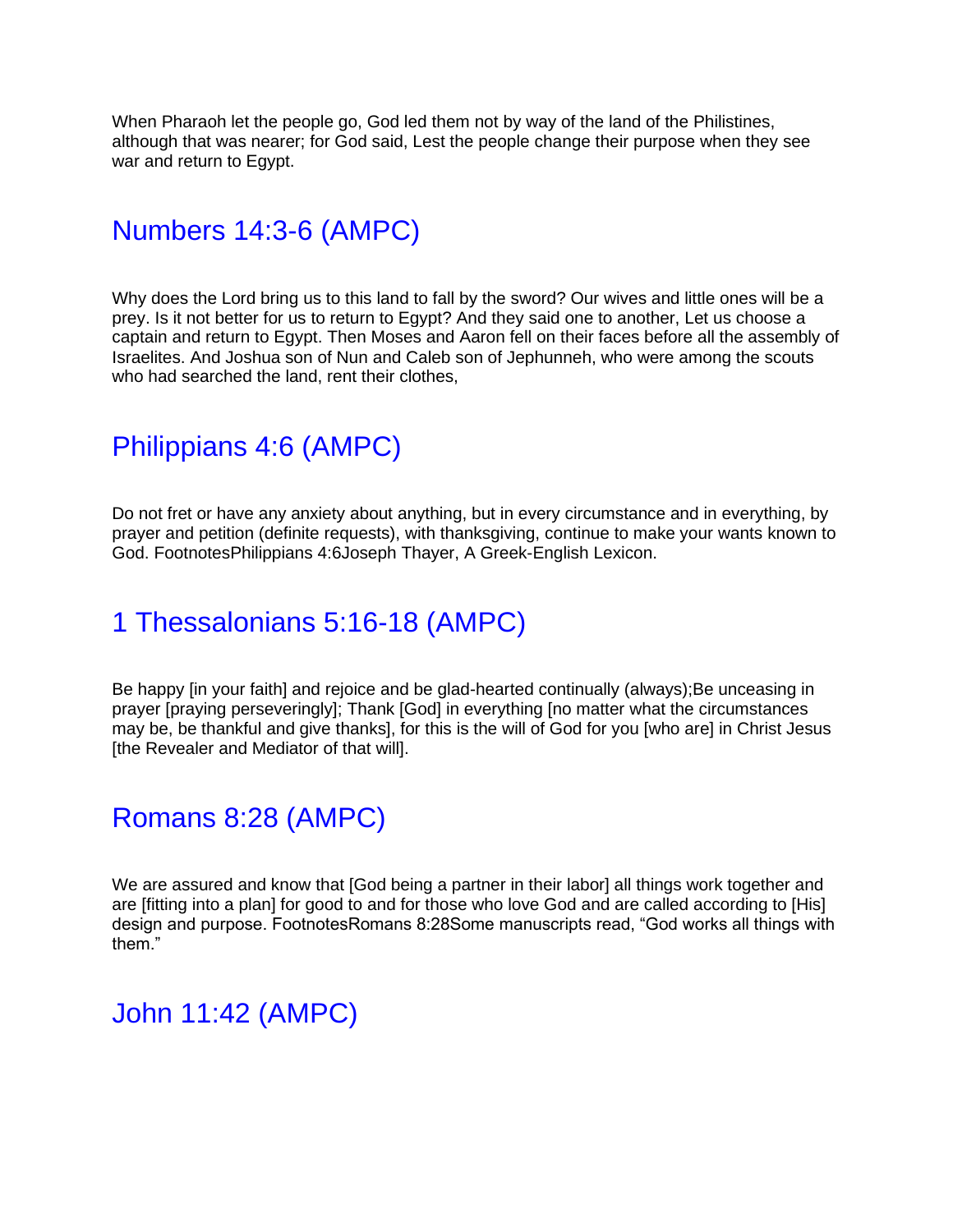When Pharaoh let the people go, God led them not by way of the land of the Philistines, although that was nearer; for God said, Lest the people change their purpose when they see war and return to Egypt.

## Numbers 14:3-6 (AMPC)

Why does the Lord bring us to this land to fall by the sword? Our wives and little ones will be a prey. Is it not better for us to return to Egypt? And they said one to another, Let us choose a captain and return to Egypt. Then Moses and Aaron fell on their faces before all the assembly of Israelites. And Joshua son of Nun and Caleb son of Jephunneh, who were among the scouts who had searched the land, rent their clothes,

## Philippians 4:6 (AMPC)

Do not fret or have any anxiety about anything, but in every circumstance and in everything, by prayer and petition (definite requests), with thanksgiving, continue to make your wants known to God. FootnotesPhilippians 4:6Joseph Thayer, A Greek-English Lexicon.

## 1 Thessalonians 5:16-18 (AMPC)

Be happy [in your faith] and rejoice and be glad-hearted continually (always);Be unceasing in prayer [praying perseveringly]; Thank [God] in everything [no matter what the circumstances may be, be thankful and give thanks], for this is the will of God for you [who are] in Christ Jesus [the Revealer and Mediator of that will].

## Romans 8:28 (AMPC)

We are assured and know that [God being a partner in their labor] all things work together and are [fitting into a plan] for good to and for those who love God and are called according to [His] design and purpose. FootnotesRomans 8:28Some manuscripts read, “God works all things with them.”

## John 11:42 (AMPC)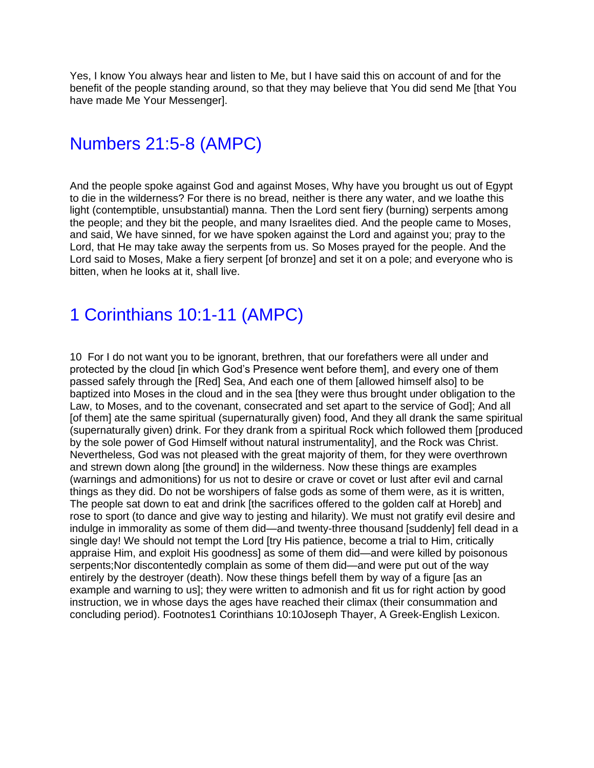Yes, I know You always hear and listen to Me, but I have said this on account of and for the benefit of the people standing around, so that they may believe that You did send Me [that You have made Me Your Messenger].

## Numbers 21:5-8 (AMPC)

And the people spoke against God and against Moses, Why have you brought us out of Egypt to die in the wilderness? For there is no bread, neither is there any water, and we loathe this light (contemptible, unsubstantial) manna. Then the Lord sent fiery (burning) serpents among the people; and they bit the people, and many Israelites died. And the people came to Moses, and said, We have sinned, for we have spoken against the Lord and against you; pray to the Lord, that He may take away the serpents from us. So Moses prayed for the people. And the Lord said to Moses, Make a fiery serpent [of bronze] and set it on a pole; and everyone who is bitten, when he looks at it, shall live.

## 1 Corinthians 10:1-11 (AMPC)

10 For I do not want you to be ignorant, brethren, that our forefathers were all under and protected by the cloud [in which God's Presence went before them], and every one of them passed safely through the [Red] Sea, And each one of them [allowed himself also] to be baptized into Moses in the cloud and in the sea [they were thus brought under obligation to the Law, to Moses, and to the covenant, consecrated and set apart to the service of God]; And all [of them] ate the same spiritual (supernaturally given) food, And they all drank the same spiritual (supernaturally given) drink. For they drank from a spiritual Rock which followed them [produced by the sole power of God Himself without natural instrumentality], and the Rock was Christ. Nevertheless, God was not pleased with the great majority of them, for they were overthrown and strewn down along [the ground] in the wilderness. Now these things are examples (warnings and admonitions) for us not to desire or crave or covet or lust after evil and carnal things as they did. Do not be worshipers of false gods as some of them were, as it is written, The people sat down to eat and drink [the sacrifices offered to the golden calf at Horeb] and rose to sport (to dance and give way to jesting and hilarity). We must not gratify evil desire and indulge in immorality as some of them did—and twenty-three thousand [suddenly] fell dead in a single day! We should not tempt the Lord [try His patience, become a trial to Him, critically appraise Him, and exploit His goodness] as some of them did—and were killed by poisonous serpents;Nor discontentedly complain as some of them did—and were put out of the way entirely by the destroyer (death). Now these things befell them by way of a figure [as an example and warning to us]; they were written to admonish and fit us for right action by good instruction, we in whose days the ages have reached their climax (their consummation and concluding period). Footnotes1 Corinthians 10:10Joseph Thayer, A Greek-English Lexicon.